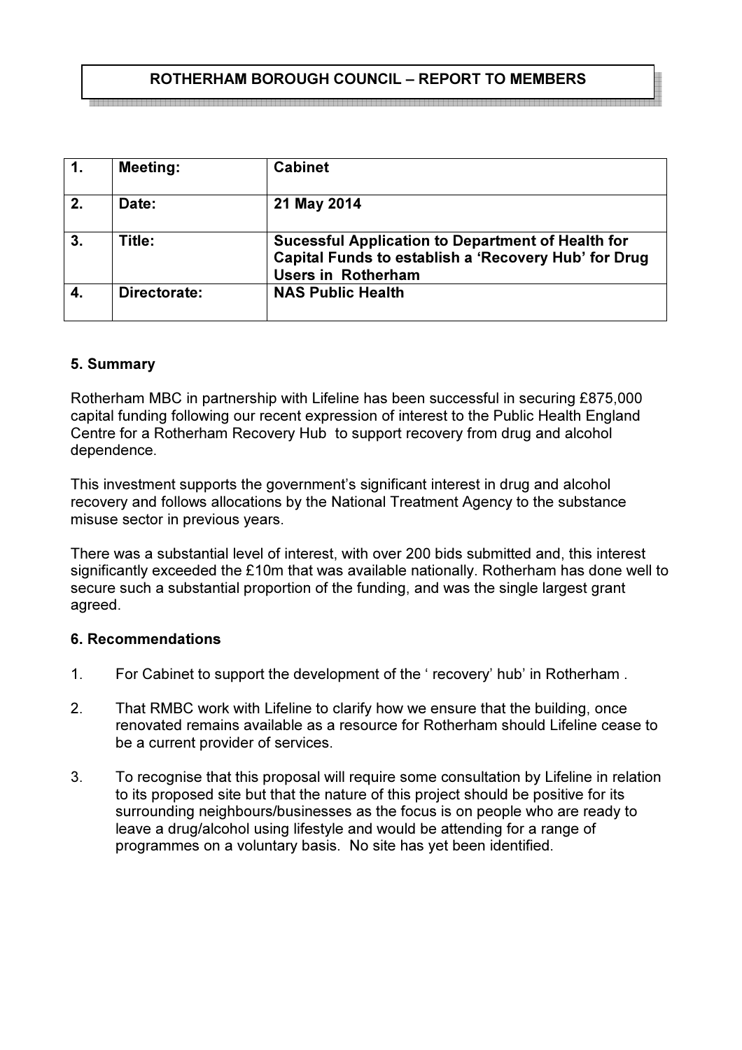**ROTHERHAM BOROUGH COUNCIL – REPORT TO MEMBERS**

| 1. | **Meeting:** | **Cabinet** |
|---|---|---|
| 2. | **Date:** | **21 May 2014** |
| 3. | **Title:** | **Sucessful Application to Department of Health for Capital Funds to establish a 'Recovery Hub' for Drug Users in Rotherham** |
| 4. | **Directorate:** | **NAS Public Health** |

### 5. Summary

Rotherham MBC in partnership with Lifeline has been successful in securing £875,000 capital funding following our recent expression of interest to the Public Health England Centre for a Rotherham Recovery Hub to support recovery from drug and alcohol dependence.

This investment supports the government's significant interest in drug and alcohol recovery and follows allocations by the National Treatment Agency to the substance misuse sector in previous years.

There was a substantial level of interest, with over 200 bids submitted and, this interest significantly exceeded the £10m that was available nationally. Rotherham has done well to secure such a substantial proportion of the funding, and was the single largest grant agreed.

### 6. Recommendations

1. For Cabinet to support the development of the ' recovery' hub' in Rotherham .

2. That RMBC work with Lifeline to clarify how we ensure that the building, once renovated remains available as a resource for Rotherham should Lifeline cease to be a current provider of services.

3. To recognise that this proposal will require some consultation by Lifeline in relation to its proposed site but that the nature of this project should be positive for its surrounding neighbours/businesses as the focus is on people who are ready to leave a drug/alcohol using lifestyle and would be attending for a range of programmes on a voluntary basis. No site has yet been identified.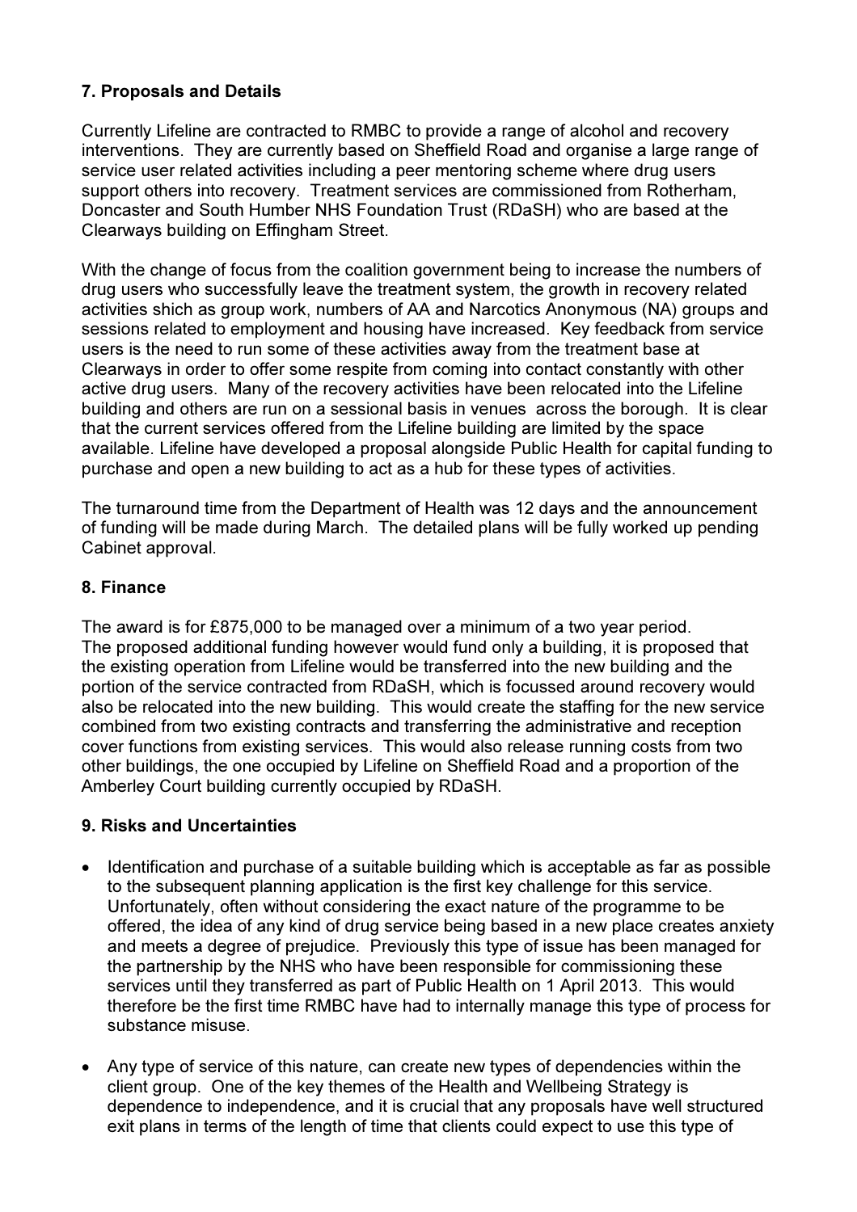## 7. Proposals and Details

Currently Lifeline are contracted to RMBC to provide a range of alcohol and recovery interventions. They are currently based on Sheffield Road and organise a large range of service user related activities including a peer mentoring scheme where drug users support others into recovery. Treatment services are commissioned from Rotherham, Doncaster and South Humber NHS Foundation Trust (RDaSH) who are based at the Clearways building on Effingham Street.

With the change of focus from the coalition government being to increase the numbers of drug users who successfully leave the treatment system, the growth in recovery related activities shich as group work, numbers of AA and Narcotics Anonymous (NA) groups and sessions related to employment and housing have increased. Key feedback from service users is the need to run some of these activities away from the treatment base at Clearways in order to offer some respite from coming into contact constantly with other active drug users. Many of the recovery activities have been relocated into the Lifeline building and others are run on a sessional basis in venues across the borough. It is clear that the current services offered from the Lifeline building are limited by the space available. Lifeline have developed a proposal alongside Public Health for capital funding to purchase and open a new building to act as a hub for these types of activities.

The turnaround time from the Department of Health was 12 days and the announcement of funding will be made during March. The detailed plans will be fully worked up pending Cabinet approval.

## 8. Finance

The award is for £875,000 to be managed over a minimum of a two year period. The proposed additional funding however would fund only a building, it is proposed that the existing operation from Lifeline would be transferred into the new building and the portion of the service contracted from RDaSH, which is focussed around recovery would also be relocated into the new building. This would create the staffing for the new service combined from two existing contracts and transferring the administrative and reception cover functions from existing services. This would also release running costs from two other buildings, the one occupied by Lifeline on Sheffield Road and a proportion of the Amberley Court building currently occupied by RDaSH.

## 9. Risks and Uncertainties

- Identification and purchase of a suitable building which is acceptable as far as possible to the subsequent planning application is the first key challenge for this service. Unfortunately, often without considering the exact nature of the programme to be offered, the idea of any kind of drug service being based in a new place creates anxiety and meets a degree of prejudice. Previously this type of issue has been managed for the partnership by the NHS who have been responsible for commissioning these services until they transferred as part of Public Health on 1 April 2013. This would therefore be the first time RMBC have had to internally manage this type of process for substance misuse.

- Any type of service of this nature, can create new types of dependencies within the client group. One of the key themes of the Health and Wellbeing Strategy is dependence to independence, and it is crucial that any proposals have well structured exit plans in terms of the length of time that clients could expect to use this type of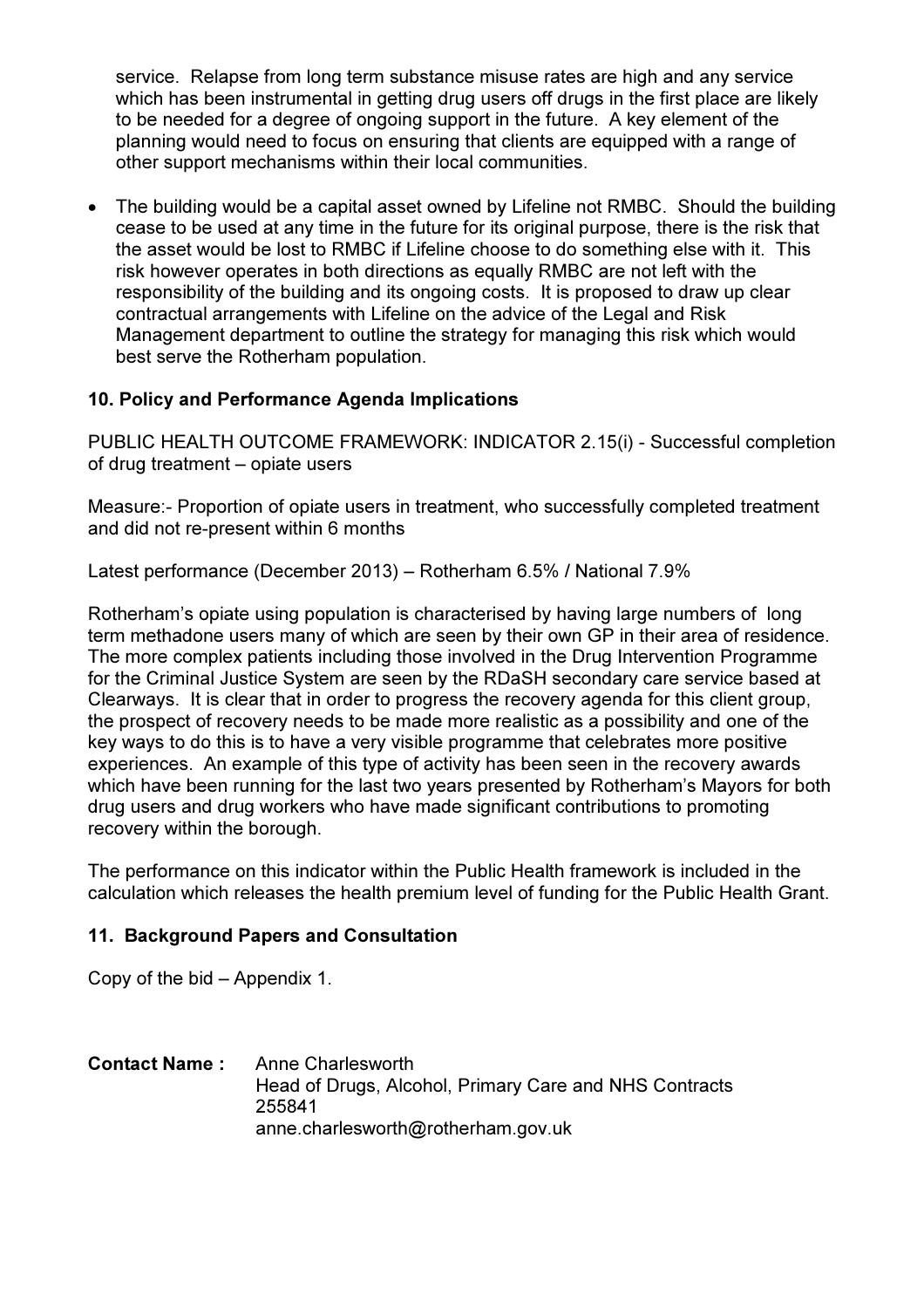service. Relapse from long term substance misuse rates are high and any service which has been instrumental in getting drug users off drugs in the first place are likely to be needed for a degree of ongoing support in the future. A key element of the planning would need to focus on ensuring that clients are equipped with a range of other support mechanisms within their local communities.

- The building would be a capital asset owned by Lifeline not RMBC. Should the building cease to be used at any time in the future for its original purpose, there is the risk that the asset would be lost to RMBC if Lifeline choose to do something else with it. This risk however operates in both directions as equally RMBC are not left with the responsibility of the building and its ongoing costs. It is proposed to draw up clear contractual arrangements with Lifeline on the advice of the Legal and Risk Management department to outline the strategy for managing this risk which would best serve the Rotherham population.

## 10. Policy and Performance Agenda Implications

PUBLIC HEALTH OUTCOME FRAMEWORK: INDICATOR 2.15(i) - Successful completion of drug treatment – opiate users

Measure:- Proportion of opiate users in treatment, who successfully completed treatment and did not re-present within 6 months

Latest performance (December 2013) – Rotherham 6.5% / National 7.9%

Rotherham's opiate using population is characterised by having large numbers of long term methadone users many of which are seen by their own GP in their area of residence. The more complex patients including those involved in the Drug Intervention Programme for the Criminal Justice System are seen by the RDaSH secondary care service based at Clearways. It is clear that in order to progress the recovery agenda for this client group, the prospect of recovery needs to be made more realistic as a possibility and one of the key ways to do this is to have a very visible programme that celebrates more positive experiences. An example of this type of activity has been seen in the recovery awards which have been running for the last two years presented by Rotherham's Mayors for both drug users and drug workers who have made significant contributions to promoting recovery within the borough.

The performance on this indicator within the Public Health framework is included in the calculation which releases the health premium level of funding for the Public Health Grant.

## 11. Background Papers and Consultation

Copy of the bid – Appendix 1.

**Contact Name :** Anne Charlesworth
Head of Drugs, Alcohol, Primary Care and NHS Contracts
255841
anne.charlesworth@rotherham.gov.uk